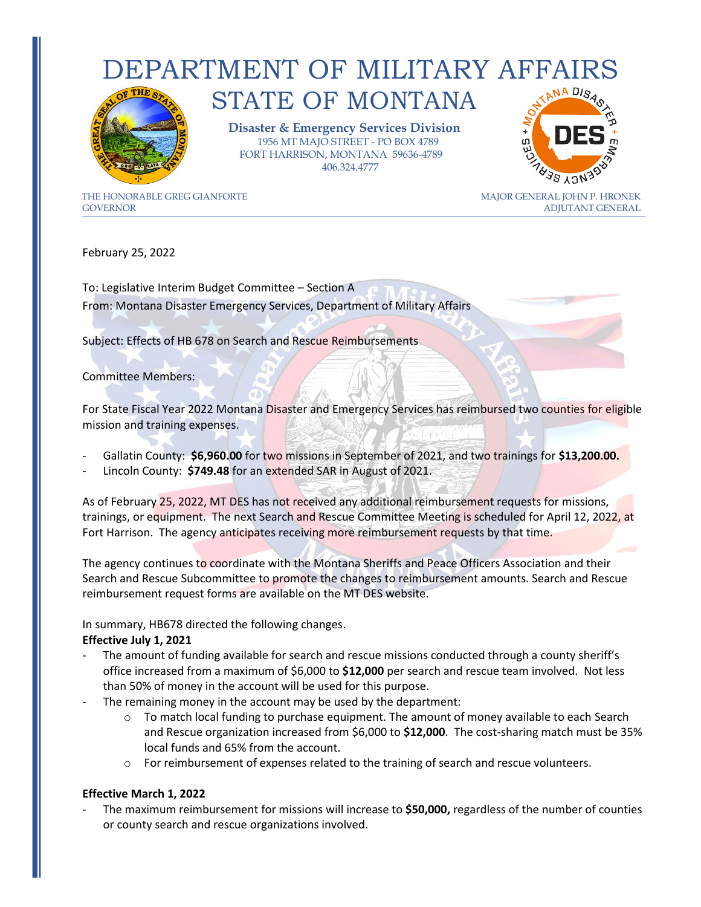# DEPARTMENT OF MILITARY AFFAIRS

## STATE OF MONTANA

**Disaster & Emergency Services Division**
1956 MT MAJO STREET - PO BOX 4789
FORT HARRISON, MONTANA 59636-4789
406.324.4777

THE HONORABLE GREG GIANFORTE
GOVERNOR

MAJOR GENERAL JOHN P. HRONEK
ADJUTANT GENERAL

February 25, 2022

To: Legislative Interim Budget Committee – Section A
From: Montana Disaster Emergency Services, Department of Military Affairs

Subject: Effects of HB 678 on Search and Rescue Reimbursements

Committee Members:

For State Fiscal Year 2022 Montana Disaster and Emergency Services has reimbursed two counties for eligible mission and training expenses.

- Gallatin County: **$6,960.00** for two missions in September of 2021, and two trainings for **$13,200.00.**
- Lincoln County: **$749.48** for an extended SAR in August of 2021.

As of February 25, 2022, MT DES has not received any additional reimbursement requests for missions, trainings, or equipment. The next Search and Rescue Committee Meeting is scheduled for April 12, 2022, at Fort Harrison. The agency anticipates receiving more reimbursement requests by that time.

The agency continues to coordinate with the Montana Sheriffs and Peace Officers Association and their Search and Rescue Subcommittee to promote the changes to reimbursement amounts. Search and Rescue reimbursement request forms are available on the MT DES website.

In summary, HB678 directed the following changes.

**Effective July 1, 2021**

- The amount of funding available for search and rescue missions conducted through a county sheriff's office increased from a maximum of $6,000 to **$12,000** per search and rescue team involved. Not less than 50% of money in the account will be used for this purpose.
- The remaining money in the account may be used by the department:
    - To match local funding to purchase equipment. The amount of money available to each Search and Rescue organization increased from $6,000 to **$12,000**. The cost-sharing match must be 35% local funds and 65% from the account.
    - For reimbursement of expenses related to the training of search and rescue volunteers.

**Effective March 1, 2022**

- The maximum reimbursement for missions will increase to **$50,000,** regardless of the number of counties or county search and rescue organizations involved.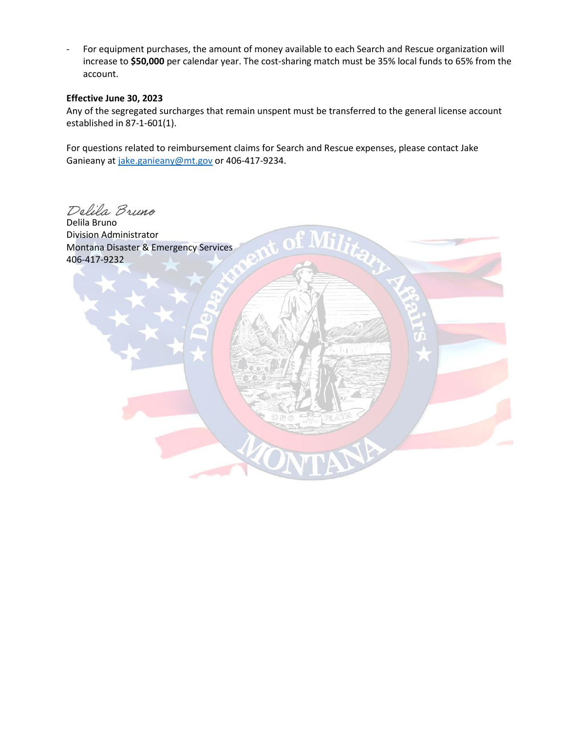- For equipment purchases, the amount of money available to each Search and Rescue organization will increase to **$50,000** per calendar year. The cost-sharing match must be 35% local funds to 65% from the account.

**Effective June 30, 2023**

Any of the segregated surcharges that remain unspent must be transferred to the general license account established in 87-1-601(1).

For questions related to reimbursement claims for Search and Rescue expenses, please contact Jake Ganieany at jake.ganieany@mt.gov or 406-417-9234.

*Delila Bruno*

Delila Bruno
Division Administrator
Montana Disaster & Emergency Services
406-417-9232